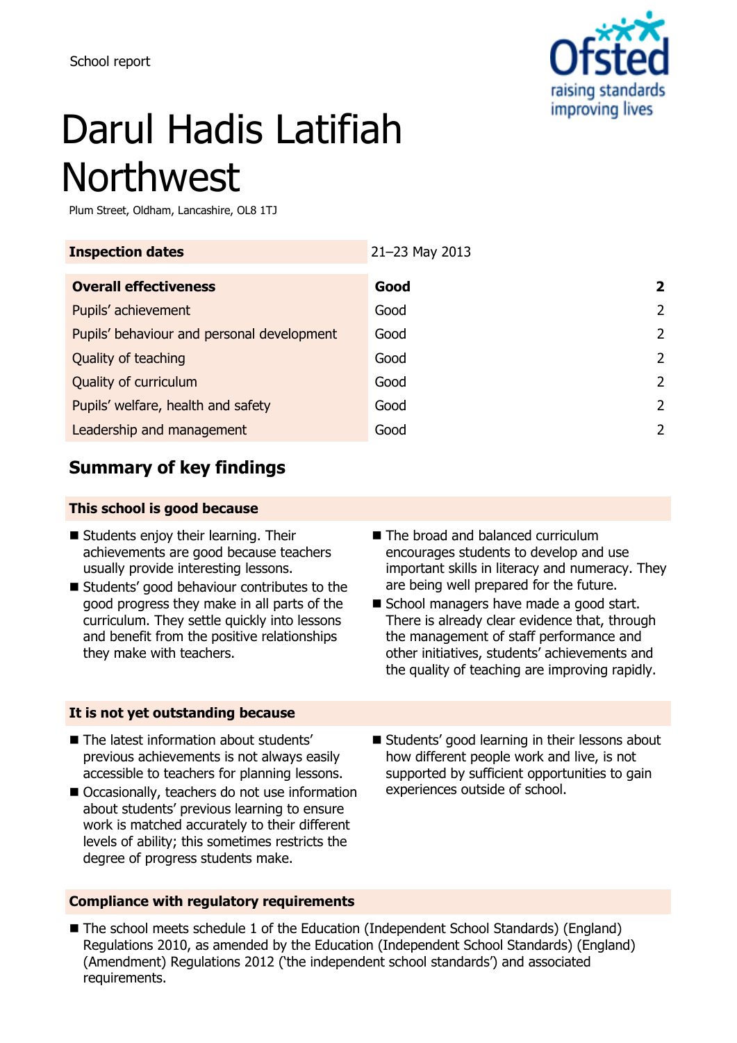School report

# Darul Hadis Latifiah Northwest

Plum Street, Oldham, Lancashire, OL8 1TJ

| Inspection dates | 21–23 May 2013 | |
|---|---|---|
| **Overall effectiveness** | **Good** | **2** |
| Pupils' achievement | Good | 2 |
| Pupils' behaviour and personal development | Good | 2 |
| Quality of teaching | Good | 2 |
| Quality of curriculum | Good | 2 |
| Pupils' welfare, health and safety | Good | 2 |
| Leadership and management | Good | 2 |

## Summary of key findings

### This school is good because

- Students enjoy their learning. Their achievements are good because teachers usually provide interesting lessons.
- Students' good behaviour contributes to the good progress they make in all parts of the curriculum. They settle quickly into lessons and benefit from the positive relationships they make with teachers.
- The broad and balanced curriculum encourages students to develop and use important skills in literacy and numeracy. They are being well prepared for the future.
- School managers have made a good start. There is already clear evidence that, through the management of staff performance and other initiatives, students' achievements and the quality of teaching are improving rapidly.

### It is not yet outstanding because

- The latest information about students' previous achievements is not always easily accessible to teachers for planning lessons.
- Occasionally, teachers do not use information about students' previous learning to ensure work is matched accurately to their different levels of ability; this sometimes restricts the degree of progress students make.
- Students' good learning in their lessons about how different people work and live, is not supported by sufficient opportunities to gain experiences outside of school.

### Compliance with regulatory requirements

- The school meets schedule 1 of the Education (Independent School Standards) (England) Regulations 2010, as amended by the Education (Independent School Standards) (England) (Amendment) Regulations 2012 ('the independent school standards') and associated requirements.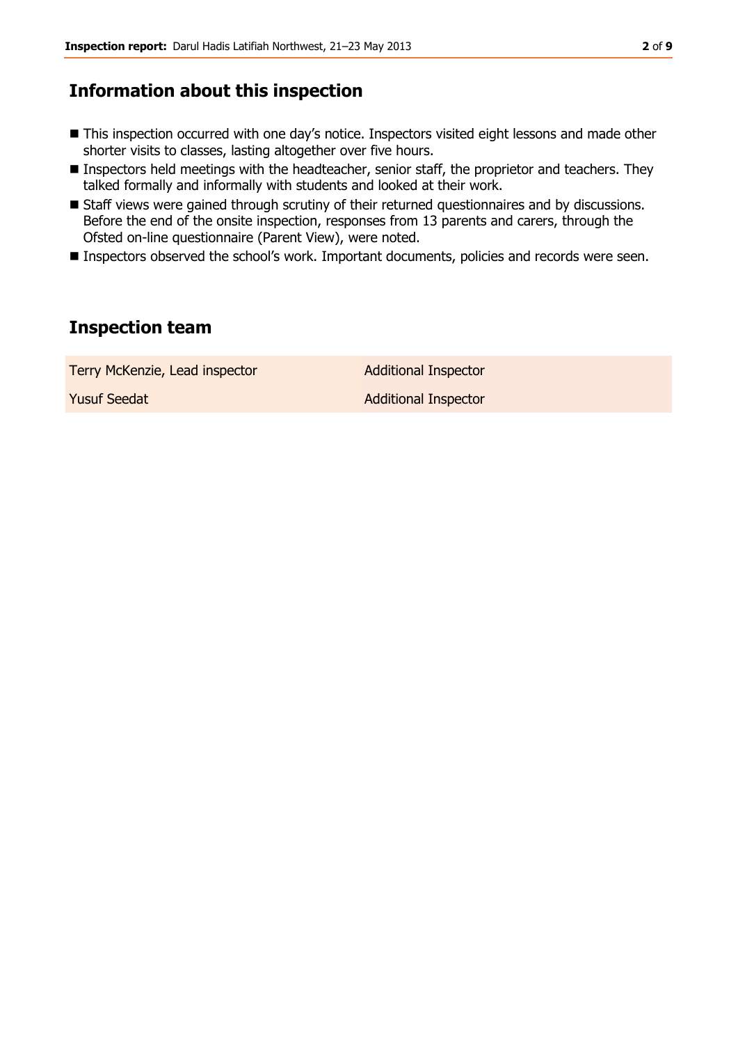## Information about this inspection

- This inspection occurred with one day's notice. Inspectors visited eight lessons and made other shorter visits to classes, lasting altogether over five hours.
- Inspectors held meetings with the headteacher, senior staff, the proprietor and teachers. They talked formally and informally with students and looked at their work.
- Staff views were gained through scrutiny of their returned questionnaires and by discussions. Before the end of the onsite inspection, responses from 13 parents and carers, through the Ofsted on-line questionnaire (Parent View), were noted.
- Inspectors observed the school's work. Important documents, policies and records were seen.

## Inspection team

| | |
|---|---|
| Terry McKenzie, Lead inspector | Additional Inspector |
| Yusuf Seedat | Additional Inspector |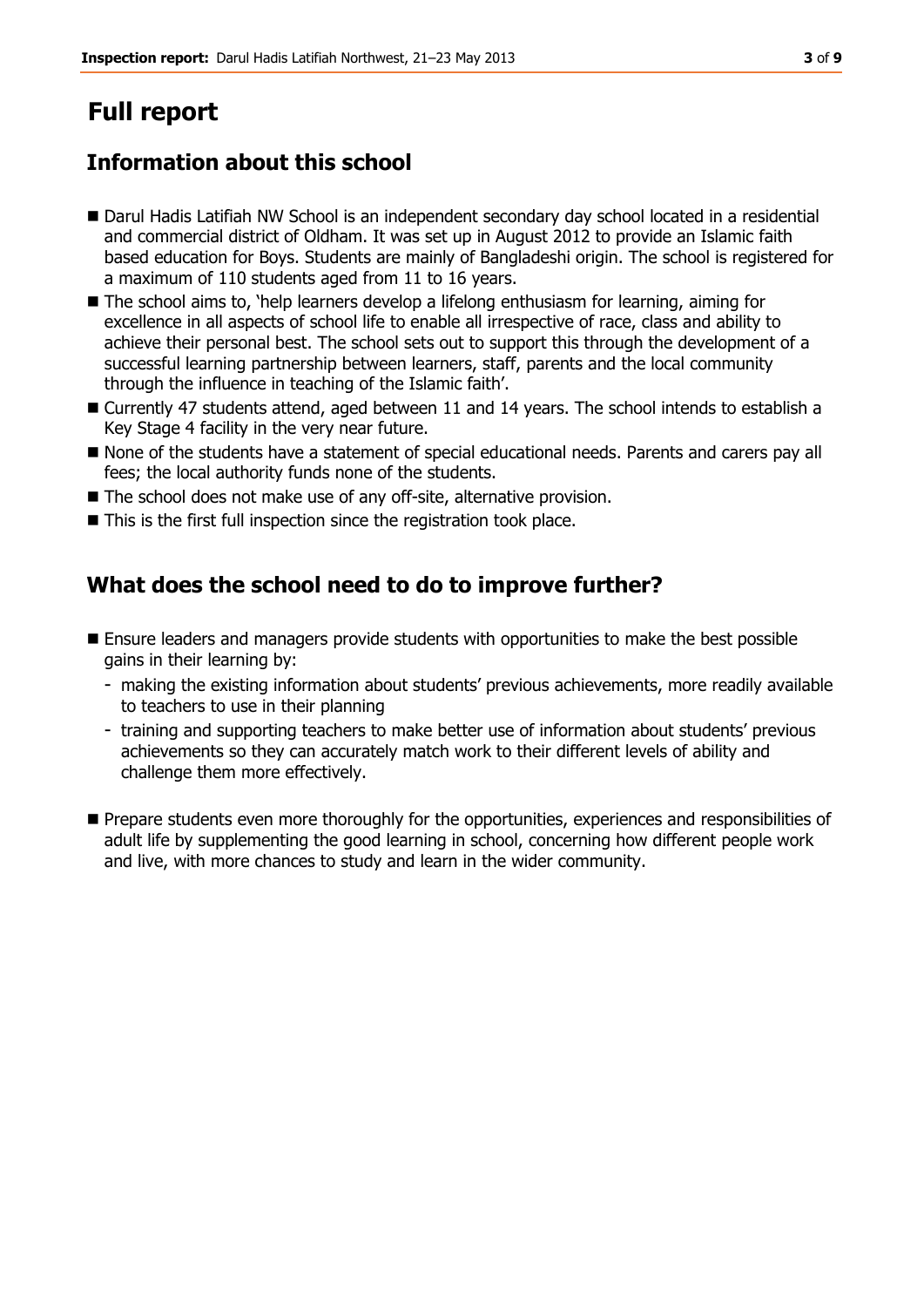# Full report

## Information about this school

- Darul Hadis Latifiah NW School is an independent secondary day school located in a residential and commercial district of Oldham. It was set up in August 2012 to provide an Islamic faith based education for Boys. Students are mainly of Bangladeshi origin. The school is registered for a maximum of 110 students aged from 11 to 16 years.
- The school aims to, 'help learners develop a lifelong enthusiasm for learning, aiming for excellence in all aspects of school life to enable all irrespective of race, class and ability to achieve their personal best. The school sets out to support this through the development of a successful learning partnership between learners, staff, parents and the local community through the influence in teaching of the Islamic faith'.
- Currently 47 students attend, aged between 11 and 14 years. The school intends to establish a Key Stage 4 facility in the very near future.
- None of the students have a statement of special educational needs. Parents and carers pay all fees; the local authority funds none of the students.
- The school does not make use of any off-site, alternative provision.
- This is the first full inspection since the registration took place.

## What does the school need to do to improve further?

- Ensure leaders and managers provide students with opportunities to make the best possible gains in their learning by:
  - making the existing information about students' previous achievements, more readily available to teachers to use in their planning
  - training and supporting teachers to make better use of information about students' previous achievements so they can accurately match work to their different levels of ability and challenge them more effectively.
- Prepare students even more thoroughly for the opportunities, experiences and responsibilities of adult life by supplementing the good learning in school, concerning how different people work and live, with more chances to study and learn in the wider community.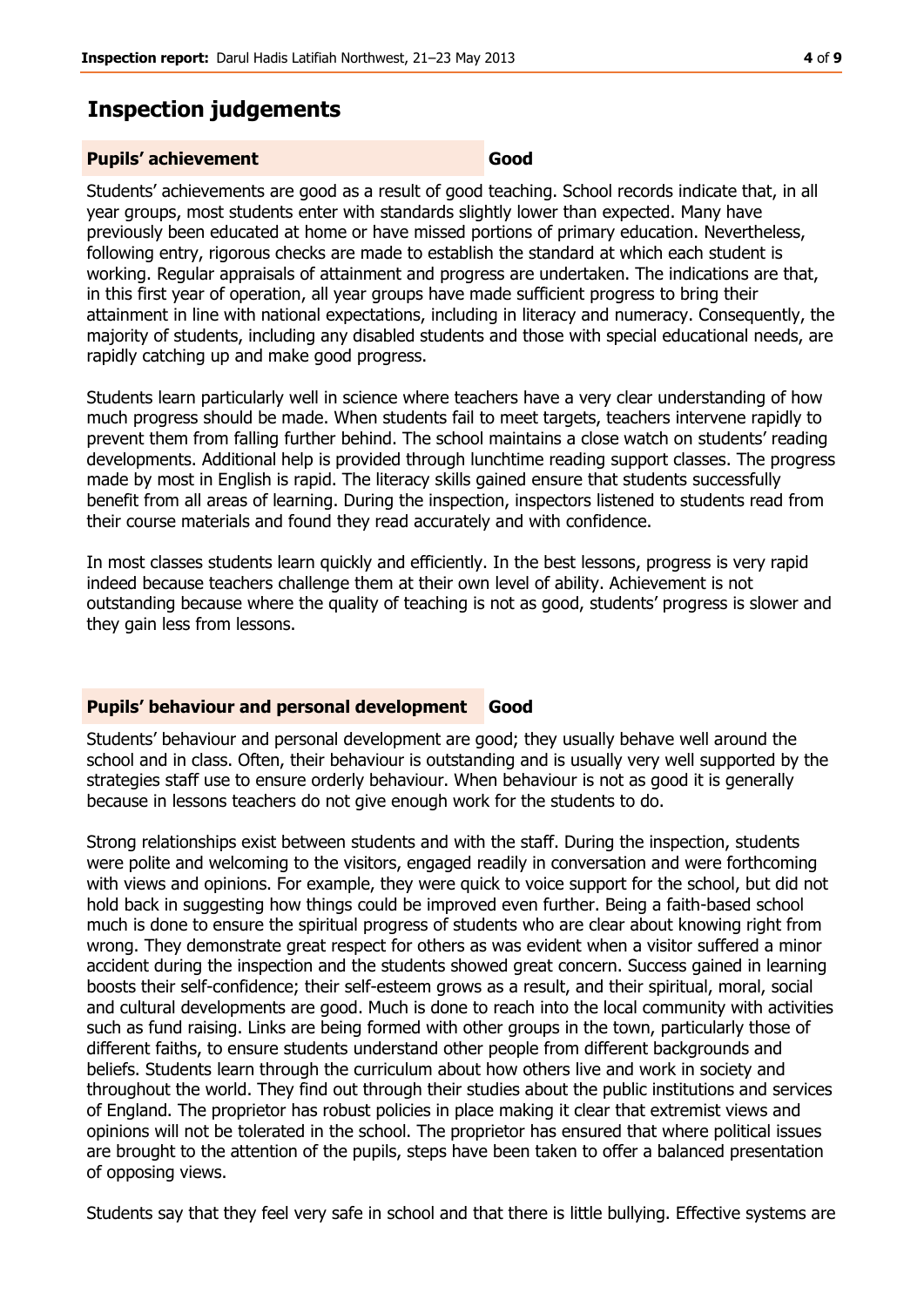## Inspection judgements

### Pupils' achievement — Good

Students' achievements are good as a result of good teaching. School records indicate that, in all year groups, most students enter with standards slightly lower than expected. Many have previously been educated at home or have missed portions of primary education. Nevertheless, following entry, rigorous checks are made to establish the standard at which each student is working. Regular appraisals of attainment and progress are undertaken. The indications are that, in this first year of operation, all year groups have made sufficient progress to bring their attainment in line with national expectations, including in literacy and numeracy. Consequently, the majority of students, including any disabled students and those with special educational needs, are rapidly catching up and make good progress.

Students learn particularly well in science where teachers have a very clear understanding of how much progress should be made. When students fail to meet targets, teachers intervene rapidly to prevent them from falling further behind. The school maintains a close watch on students' reading developments. Additional help is provided through lunchtime reading support classes. The progress made by most in English is rapid. The literacy skills gained ensure that students successfully benefit from all areas of learning. During the inspection, inspectors listened to students read from their course materials and found they read accurately and with confidence.

In most classes students learn quickly and efficiently. In the best lessons, progress is very rapid indeed because teachers challenge them at their own level of ability. Achievement is not outstanding because where the quality of teaching is not as good, students' progress is slower and they gain less from lessons.

### Pupils' behaviour and personal development — Good

Students' behaviour and personal development are good; they usually behave well around the school and in class. Often, their behaviour is outstanding and is usually very well supported by the strategies staff use to ensure orderly behaviour. When behaviour is not as good it is generally because in lessons teachers do not give enough work for the students to do.

Strong relationships exist between students and with the staff. During the inspection, students were polite and welcoming to the visitors, engaged readily in conversation and were forthcoming with views and opinions. For example, they were quick to voice support for the school, but did not hold back in suggesting how things could be improved even further. Being a faith-based school much is done to ensure the spiritual progress of students who are clear about knowing right from wrong. They demonstrate great respect for others as was evident when a visitor suffered a minor accident during the inspection and the students showed great concern. Success gained in learning boosts their self-confidence; their self-esteem grows as a result, and their spiritual, moral, social and cultural developments are good. Much is done to reach into the local community with activities such as fund raising. Links are being formed with other groups in the town, particularly those of different faiths, to ensure students understand other people from different backgrounds and beliefs. Students learn through the curriculum about how others live and work in society and throughout the world. They find out through their studies about the public institutions and services of England. The proprietor has robust policies in place making it clear that extremist views and opinions will not be tolerated in the school. The proprietor has ensured that where political issues are brought to the attention of the pupils, steps have been taken to offer a balanced presentation of opposing views.

Students say that they feel very safe in school and that there is little bullying. Effective systems are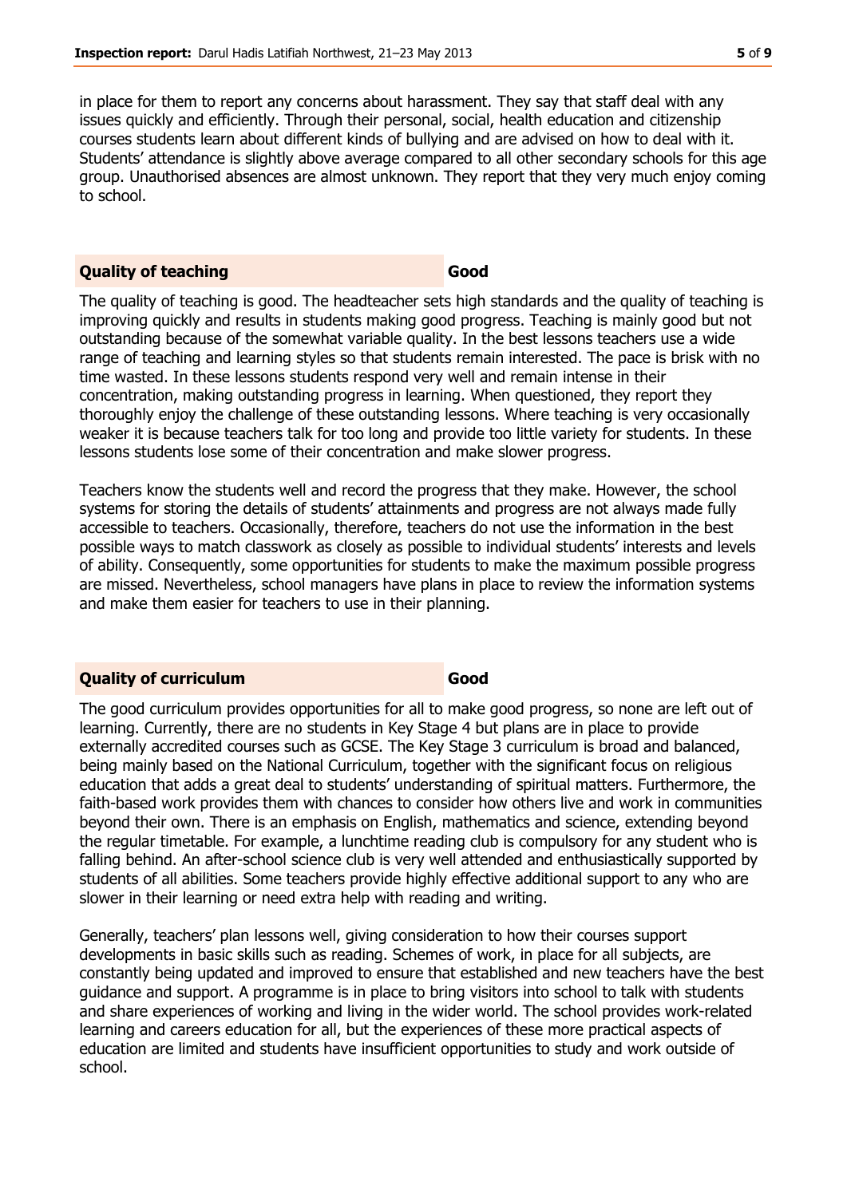in place for them to report any concerns about harassment. They say that staff deal with any issues quickly and efficiently. Through their personal, social, health education and citizenship courses students learn about different kinds of bullying and are advised on how to deal with it. Students' attendance is slightly above average compared to all other secondary schools for this age group. Unauthorised absences are almost unknown. They report that they very much enjoy coming to school.

## Quality of teaching — Good

The quality of teaching is good. The headteacher sets high standards and the quality of teaching is improving quickly and results in students making good progress. Teaching is mainly good but not outstanding because of the somewhat variable quality. In the best lessons teachers use a wide range of teaching and learning styles so that students remain interested. The pace is brisk with no time wasted. In these lessons students respond very well and remain intense in their concentration, making outstanding progress in learning. When questioned, they report they thoroughly enjoy the challenge of these outstanding lessons. Where teaching is very occasionally weaker it is because teachers talk for too long and provide too little variety for students. In these lessons students lose some of their concentration and make slower progress.

Teachers know the students well and record the progress that they make. However, the school systems for storing the details of students' attainments and progress are not always made fully accessible to teachers. Occasionally, therefore, teachers do not use the information in the best possible ways to match classwork as closely as possible to individual students' interests and levels of ability. Consequently, some opportunities for students to make the maximum possible progress are missed. Nevertheless, school managers have plans in place to review the information systems and make them easier for teachers to use in their planning.

## Quality of curriculum — Good

The good curriculum provides opportunities for all to make good progress, so none are left out of learning. Currently, there are no students in Key Stage 4 but plans are in place to provide externally accredited courses such as GCSE. The Key Stage 3 curriculum is broad and balanced, being mainly based on the National Curriculum, together with the significant focus on religious education that adds a great deal to students' understanding of spiritual matters. Furthermore, the faith-based work provides them with chances to consider how others live and work in communities beyond their own. There is an emphasis on English, mathematics and science, extending beyond the regular timetable. For example, a lunchtime reading club is compulsory for any student who is falling behind. An after-school science club is very well attended and enthusiastically supported by students of all abilities. Some teachers provide highly effective additional support to any who are slower in their learning or need extra help with reading and writing.

Generally, teachers' plan lessons well, giving consideration to how their courses support developments in basic skills such as reading. Schemes of work, in place for all subjects, are constantly being updated and improved to ensure that established and new teachers have the best guidance and support. A programme is in place to bring visitors into school to talk with students and share experiences of working and living in the wider world. The school provides work-related learning and careers education for all, but the experiences of these more practical aspects of education are limited and students have insufficient opportunities to study and work outside of school.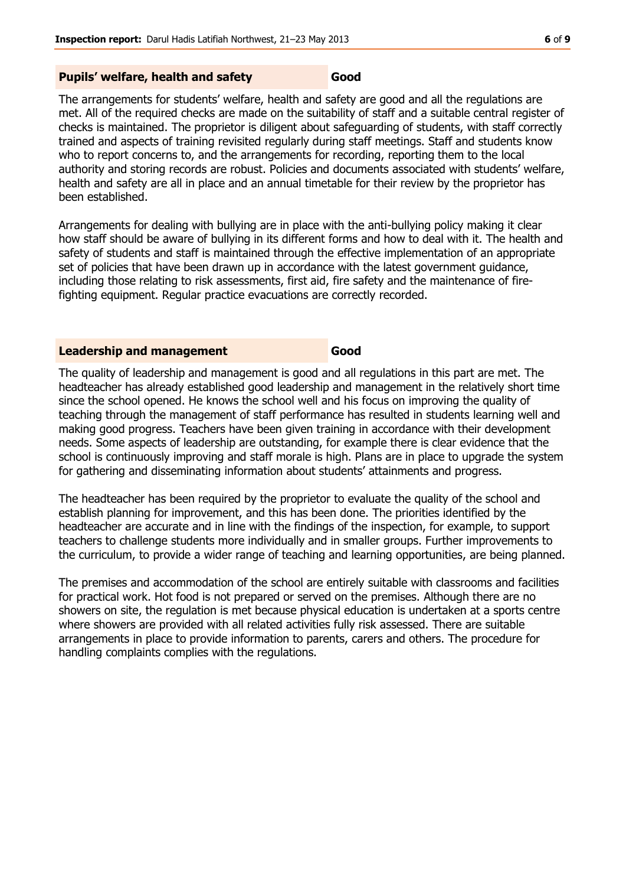### Pupils' welfare, health and safety — Good

The arrangements for students' welfare, health and safety are good and all the regulations are met. All of the required checks are made on the suitability of staff and a suitable central register of checks is maintained. The proprietor is diligent about safeguarding of students, with staff correctly trained and aspects of training revisited regularly during staff meetings. Staff and students know who to report concerns to, and the arrangements for recording, reporting them to the local authority and storing records are robust. Policies and documents associated with students' welfare, health and safety are all in place and an annual timetable for their review by the proprietor has been established.

Arrangements for dealing with bullying are in place with the anti-bullying policy making it clear how staff should be aware of bullying in its different forms and how to deal with it. The health and safety of students and staff is maintained through the effective implementation of an appropriate set of policies that have been drawn up in accordance with the latest government guidance, including those relating to risk assessments, first aid, fire safety and the maintenance of fire-fighting equipment. Regular practice evacuations are correctly recorded.

### Leadership and management — Good

The quality of leadership and management is good and all regulations in this part are met. The headteacher has already established good leadership and management in the relatively short time since the school opened. He knows the school well and his focus on improving the quality of teaching through the management of staff performance has resulted in students learning well and making good progress. Teachers have been given training in accordance with their development needs. Some aspects of leadership are outstanding, for example there is clear evidence that the school is continuously improving and staff morale is high. Plans are in place to upgrade the system for gathering and disseminating information about students' attainments and progress.

The headteacher has been required by the proprietor to evaluate the quality of the school and establish planning for improvement, and this has been done. The priorities identified by the headteacher are accurate and in line with the findings of the inspection, for example, to support teachers to challenge students more individually and in smaller groups. Further improvements to the curriculum, to provide a wider range of teaching and learning opportunities, are being planned.

The premises and accommodation of the school are entirely suitable with classrooms and facilities for practical work. Hot food is not prepared or served on the premises. Although there are no showers on site, the regulation is met because physical education is undertaken at a sports centre where showers are provided with all related activities fully risk assessed. There are suitable arrangements in place to provide information to parents, carers and others. The procedure for handling complaints complies with the regulations.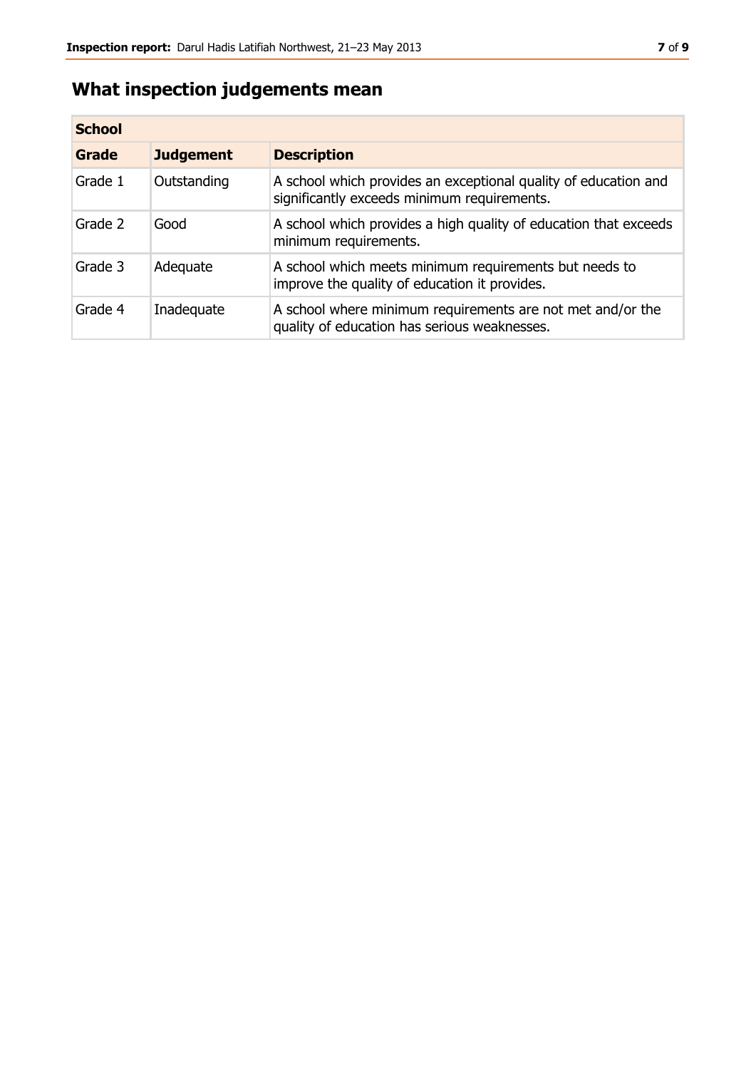## What inspection judgements mean

| School | | |
|---|---|---|
| **Grade** | **Judgement** | **Description** |
| Grade 1 | Outstanding | A school which provides an exceptional quality of education and significantly exceeds minimum requirements. |
| Grade 2 | Good | A school which provides a high quality of education that exceeds minimum requirements. |
| Grade 3 | Adequate | A school which meets minimum requirements but needs to improve the quality of education it provides. |
| Grade 4 | Inadequate | A school where minimum requirements are not met and/or the quality of education has serious weaknesses. |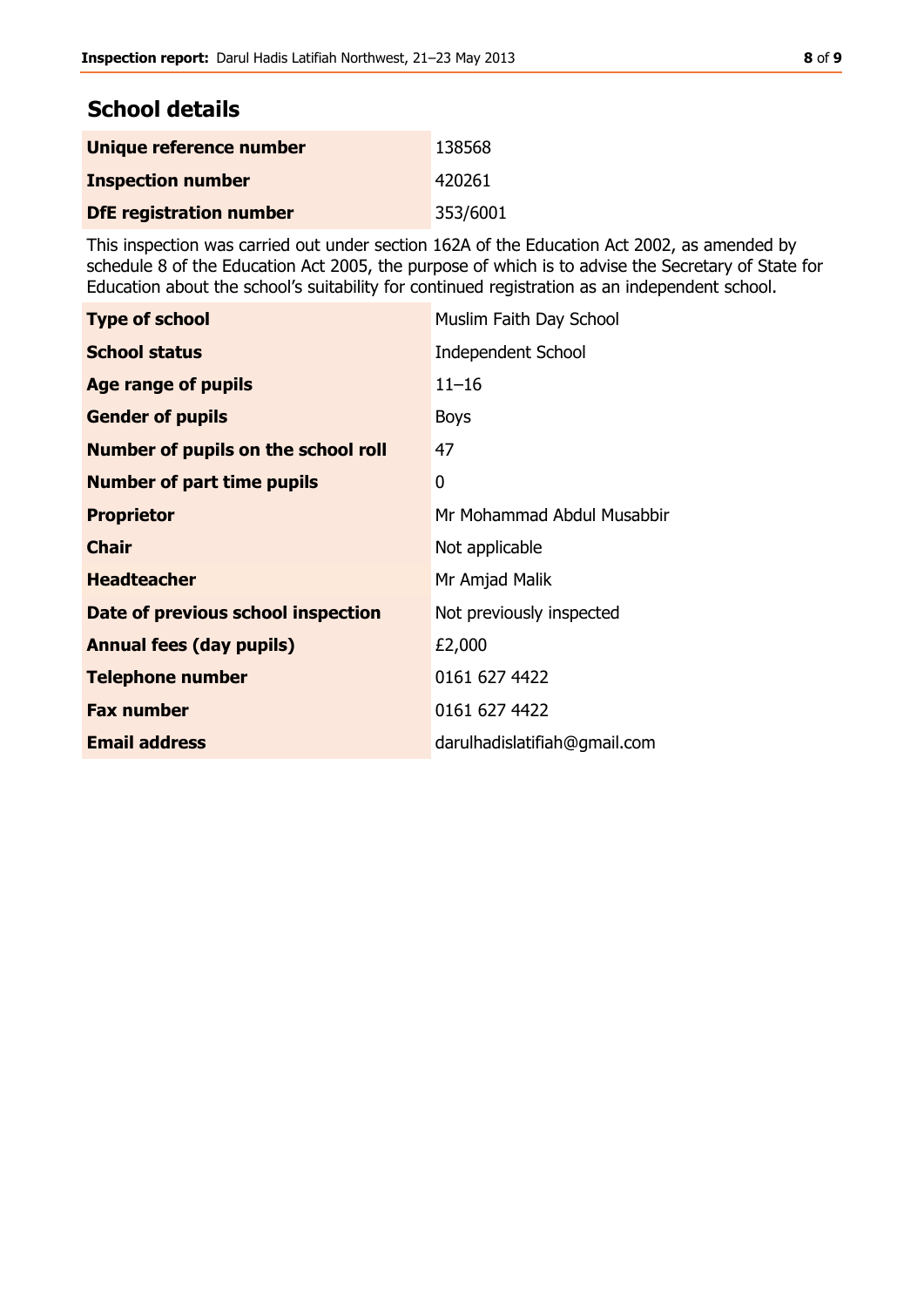## School details

| | |
|---|---|
| **Unique reference number** | 138568 |
| **Inspection number** | 420261 |
| **DfE registration number** | 353/6001 |

This inspection was carried out under section 162A of the Education Act 2002, as amended by schedule 8 of the Education Act 2005, the purpose of which is to advise the Secretary of State for Education about the school's suitability for continued registration as an independent school.

| | |
|---|---|
| **Type of school** | Muslim Faith Day School |
| **School status** | Independent School |
| **Age range of pupils** | 11–16 |
| **Gender of pupils** | Boys |
| **Number of pupils on the school roll** | 47 |
| **Number of part time pupils** | 0 |
| **Proprietor** | Mr Mohammad Abdul Musabbir |
| **Chair** | Not applicable |
| **Headteacher** | Mr Amjad Malik |
| **Date of previous school inspection** | Not previously inspected |
| **Annual fees (day pupils)** | £2,000 |
| **Telephone number** | 0161 627 4422 |
| **Fax number** | 0161 627 4422 |
| **Email address** | darulhadislatifiah@gmail.com |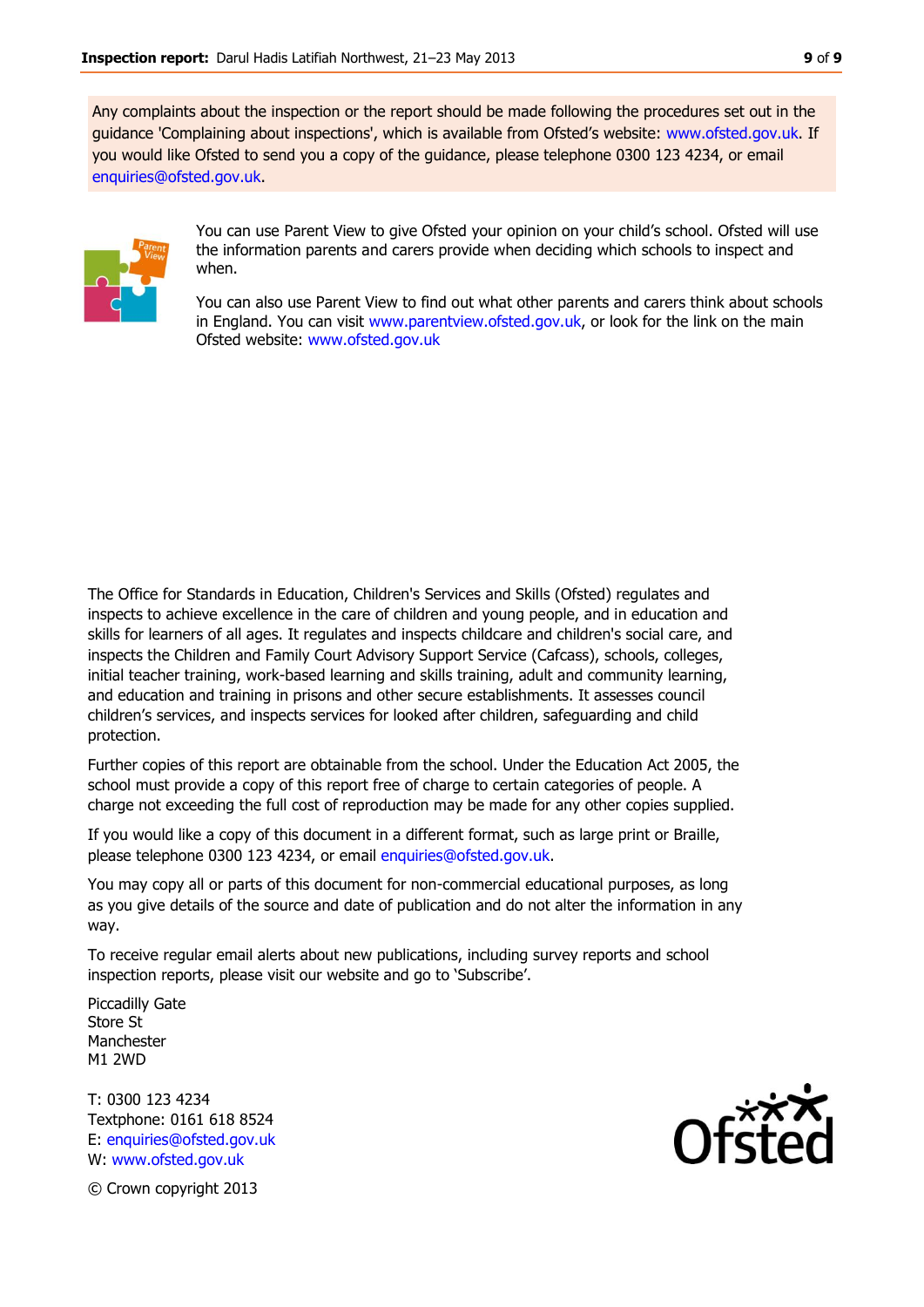Any complaints about the inspection or the report should be made following the procedures set out in the guidance 'Complaining about inspections', which is available from Ofsted's website: www.ofsted.gov.uk. If you would like Ofsted to send you a copy of the guidance, please telephone 0300 123 4234, or email enquiries@ofsted.gov.uk.

You can use Parent View to give Ofsted your opinion on your child's school. Ofsted will use the information parents and carers provide when deciding which schools to inspect and when.

You can also use Parent View to find out what other parents and carers think about schools in England. You can visit www.parentview.ofsted.gov.uk, or look for the link on the main Ofsted website: www.ofsted.gov.uk

The Office for Standards in Education, Children's Services and Skills (Ofsted) regulates and inspects to achieve excellence in the care of children and young people, and in education and skills for learners of all ages. It regulates and inspects childcare and children's social care, and inspects the Children and Family Court Advisory Support Service (Cafcass), schools, colleges, initial teacher training, work-based learning and skills training, adult and community learning, and education and training in prisons and other secure establishments. It assesses council children's services, and inspects services for looked after children, safeguarding and child protection.

Further copies of this report are obtainable from the school. Under the Education Act 2005, the school must provide a copy of this report free of charge to certain categories of people. A charge not exceeding the full cost of reproduction may be made for any other copies supplied.

If you would like a copy of this document in a different format, such as large print or Braille, please telephone 0300 123 4234, or email enquiries@ofsted.gov.uk.

You may copy all or parts of this document for non-commercial educational purposes, as long as you give details of the source and date of publication and do not alter the information in any way.

To receive regular email alerts about new publications, including survey reports and school inspection reports, please visit our website and go to 'Subscribe'.

Piccadilly Gate
Store St
Manchester
M1 2WD

T: 0300 123 4234
Textphone: 0161 618 8524
E: enquiries@ofsted.gov.uk
W: www.ofsted.gov.uk

© Crown copyright 2013